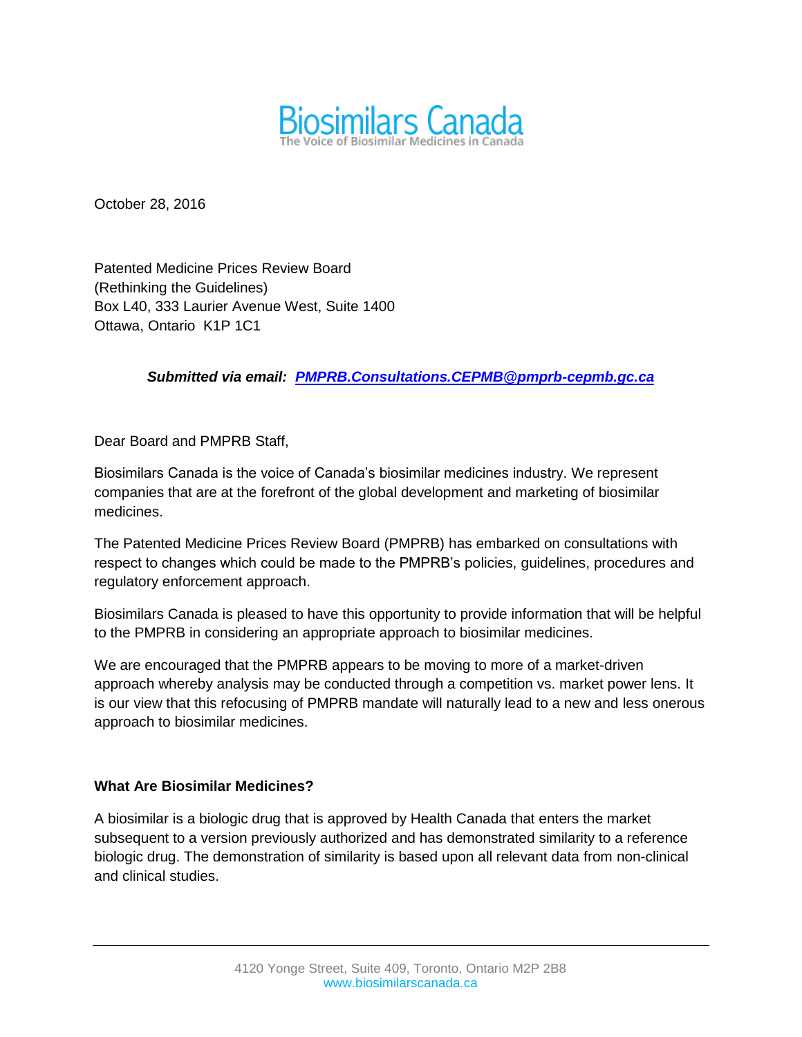Biosimilars Canada
The Voice of Biosimilar Medicines in Canada

October 28, 2016

Patented Medicine Prices Review Board
(Rethinking the Guidelines)
Box L40, 333 Laurier Avenue West, Suite 1400
Ottawa, Ontario K1P 1C1

***Submitted via email: PMPRB.Consultations.CEPMB@pmprb-cepmb.gc.ca***

Dear Board and PMPRB Staff,

Biosimilars Canada is the voice of Canada's biosimilar medicines industry. We represent companies that are at the forefront of the global development and marketing of biosimilar medicines.

The Patented Medicine Prices Review Board (PMPRB) has embarked on consultations with respect to changes which could be made to the PMPRB's policies, guidelines, procedures and regulatory enforcement approach.

Biosimilars Canada is pleased to have this opportunity to provide information that will be helpful to the PMPRB in considering an appropriate approach to biosimilar medicines.

We are encouraged that the PMPRB appears to be moving to more of a market-driven approach whereby analysis may be conducted through a competition vs. market power lens. It is our view that this refocusing of PMPRB mandate will naturally lead to a new and less onerous approach to biosimilar medicines.

**What Are Biosimilar Medicines?**

A biosimilar is a biologic drug that is approved by Health Canada that enters the market subsequent to a version previously authorized and has demonstrated similarity to a reference biologic drug. The demonstration of similarity is based upon all relevant data from non-clinical and clinical studies.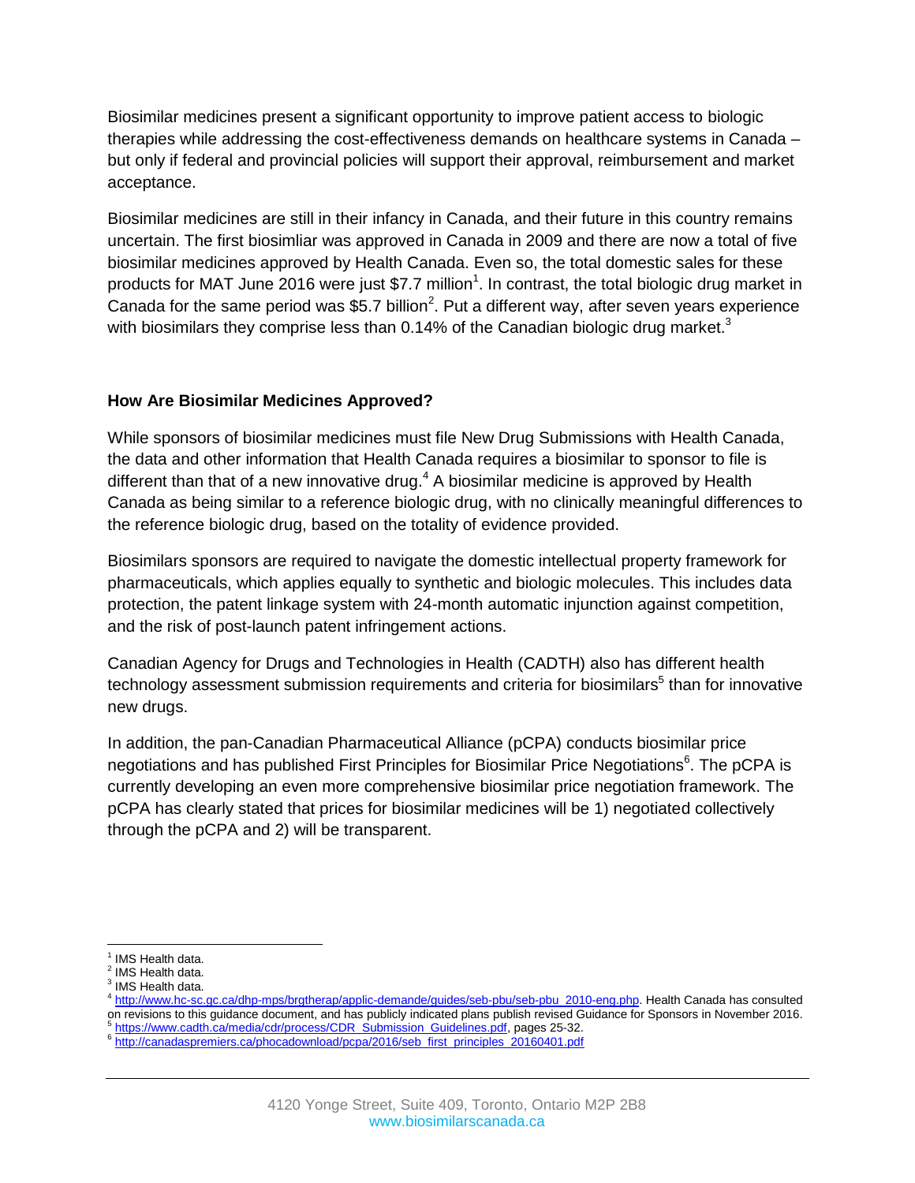Biosimilar medicines present a significant opportunity to improve patient access to biologic therapies while addressing the cost-effectiveness demands on healthcare systems in Canada – but only if federal and provincial policies will support their approval, reimbursement and market acceptance.

Biosimilar medicines are still in their infancy in Canada, and their future in this country remains uncertain. The first biosimliar was approved in Canada in 2009 and there are now a total of five biosimilar medicines approved by Health Canada. Even so, the total domestic sales for these products for MAT June 2016 were just $7.7 million[1]. In contrast, the total biologic drug market in Canada for the same period was $5.7 billion[2]. Put a different way, after seven years experience with biosimilars they comprise less than 0.14% of the Canadian biologic drug market.[3]

## How Are Biosimilar Medicines Approved?

While sponsors of biosimilar medicines must file New Drug Submissions with Health Canada, the data and other information that Health Canada requires a biosimilar to sponsor to file is different than that of a new innovative drug.[4] A biosimilar medicine is approved by Health Canada as being similar to a reference biologic drug, with no clinically meaningful differences to the reference biologic drug, based on the totality of evidence provided.

Biosimilars sponsors are required to navigate the domestic intellectual property framework for pharmaceuticals, which applies equally to synthetic and biologic molecules. This includes data protection, the patent linkage system with 24-month automatic injunction against competition, and the risk of post-launch patent infringement actions.

Canadian Agency for Drugs and Technologies in Health (CADTH) also has different health technology assessment submission requirements and criteria for biosimilars[5] than for innovative new drugs.

In addition, the pan-Canadian Pharmaceutical Alliance (pCPA) conducts biosimilar price negotiations and has published First Principles for Biosimilar Price Negotiations[6]. The pCPA is currently developing an even more comprehensive biosimilar price negotiation framework. The pCPA has clearly stated that prices for biosimilar medicines will be 1) negotiated collectively through the pCPA and 2) will be transparent.

---

[1] IMS Health data.
[2] IMS Health data.
[3] IMS Health data.
[4] http://www.hc-sc.gc.ca/dhp-mps/brgtherap/applic-demande/guides/seb-pbu/seb-pbu_2010-eng.php. Health Canada has consulted on revisions to this guidance document, and has publicly indicated plans publish revised Guidance for Sponsors in November 2016.
[5] https://www.cadth.ca/media/cdr/process/CDR_Submission_Guidelines.pdf, pages 25-32.
[6] http://canadaspremiers.ca/phocadownload/pcpa/2016/seb_first_principles_20160401.pdf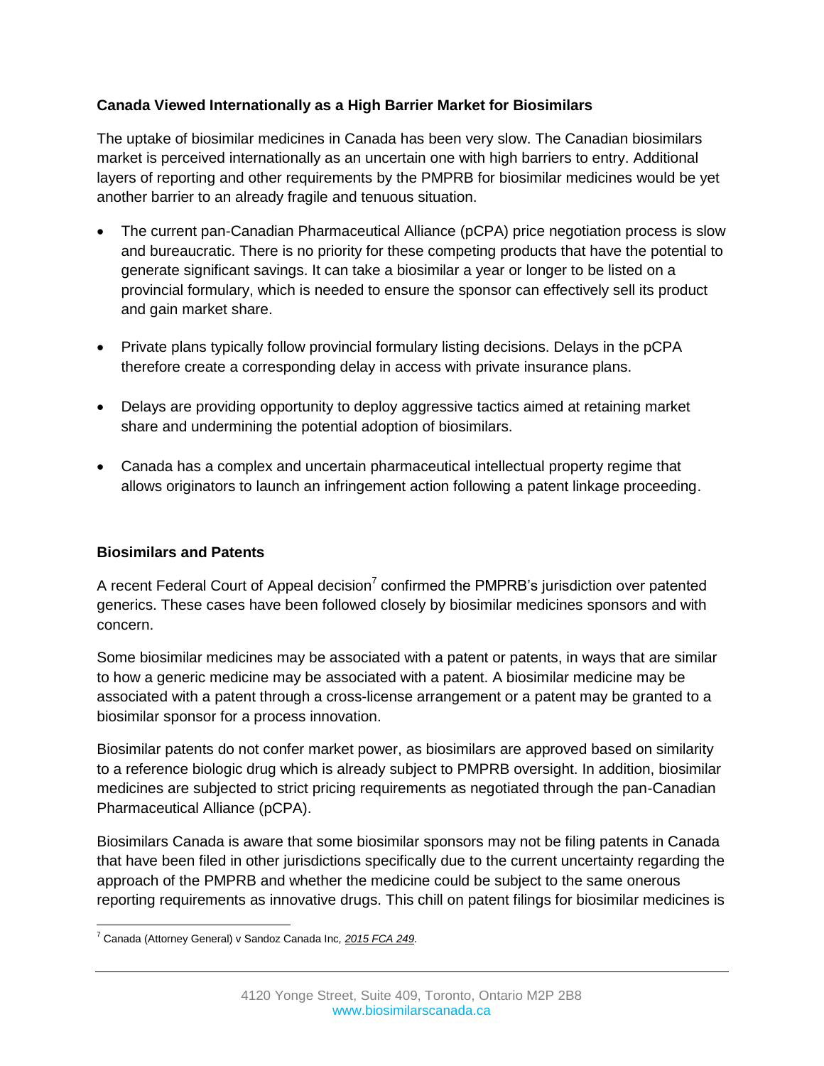**Canada Viewed Internationally as a High Barrier Market for Biosimilars**

The uptake of biosimilar medicines in Canada has been very slow. The Canadian biosimilars market is perceived internationally as an uncertain one with high barriers to entry. Additional layers of reporting and other requirements by the PMPRB for biosimilar medicines would be yet another barrier to an already fragile and tenuous situation.

- The current pan-Canadian Pharmaceutical Alliance (pCPA) price negotiation process is slow and bureaucratic. There is no priority for these competing products that have the potential to generate significant savings. It can take a biosimilar a year or longer to be listed on a provincial formulary, which is needed to ensure the sponsor can effectively sell its product and gain market share.

- Private plans typically follow provincial formulary listing decisions. Delays in the pCPA therefore create a corresponding delay in access with private insurance plans.

- Delays are providing opportunity to deploy aggressive tactics aimed at retaining market share and undermining the potential adoption of biosimilars.

- Canada has a complex and uncertain pharmaceutical intellectual property regime that allows originators to launch an infringement action following a patent linkage proceeding.

**Biosimilars and Patents**

A recent Federal Court of Appeal decision[7] confirmed the PMPRB's jurisdiction over patented generics. These cases have been followed closely by biosimilar medicines sponsors and with concern.

Some biosimilar medicines may be associated with a patent or patents, in ways that are similar to how a generic medicine may be associated with a patent. A biosimilar medicine may be associated with a patent through a cross-license arrangement or a patent may be granted to a biosimilar sponsor for a process innovation.

Biosimilar patents do not confer market power, as biosimilars are approved based on similarity to a reference biologic drug which is already subject to PMPRB oversight. In addition, biosimilar medicines are subjected to strict pricing requirements as negotiated through the pan-Canadian Pharmaceutical Alliance (pCPA).

Biosimilars Canada is aware that some biosimilar sponsors may not be filing patents in Canada that have been filed in other jurisdictions specifically due to the current uncertainty regarding the approach of the PMPRB and whether the medicine could be subject to the same onerous reporting requirements as innovative drugs. This chill on patent filings for biosimilar medicines is

[7] Canada (Attorney General) v Sandoz Canada Inc, *2015 FCA 249*.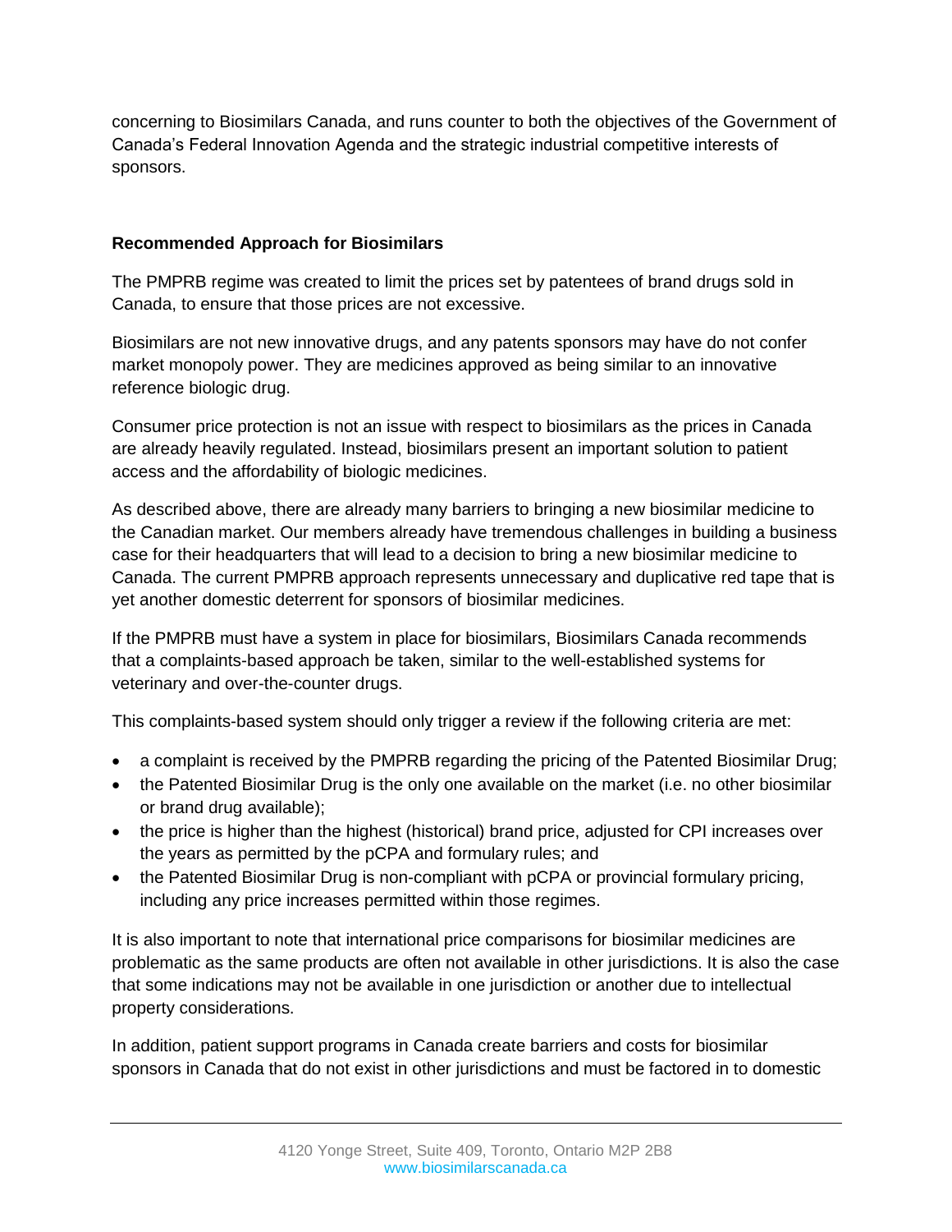concerning to Biosimilars Canada, and runs counter to both the objectives of the Government of Canada's Federal Innovation Agenda and the strategic industrial competitive interests of sponsors.

**Recommended Approach for Biosimilars**

The PMPRB regime was created to limit the prices set by patentees of brand drugs sold in Canada, to ensure that those prices are not excessive.

Biosimilars are not new innovative drugs, and any patents sponsors may have do not confer market monopoly power. They are medicines approved as being similar to an innovative reference biologic drug.

Consumer price protection is not an issue with respect to biosimilars as the prices in Canada are already heavily regulated. Instead, biosimilars present an important solution to patient access and the affordability of biologic medicines.

As described above, there are already many barriers to bringing a new biosimilar medicine to the Canadian market. Our members already have tremendous challenges in building a business case for their headquarters that will lead to a decision to bring a new biosimilar medicine to Canada. The current PMPRB approach represents unnecessary and duplicative red tape that is yet another domestic deterrent for sponsors of biosimilar medicines.

If the PMPRB must have a system in place for biosimilars, Biosimilars Canada recommends that a complaints-based approach be taken, similar to the well-established systems for veterinary and over-the-counter drugs.

This complaints-based system should only trigger a review if the following criteria are met:

- a complaint is received by the PMPRB regarding the pricing of the Patented Biosimilar Drug;
- the Patented Biosimilar Drug is the only one available on the market (i.e. no other biosimilar or brand drug available);
- the price is higher than the highest (historical) brand price, adjusted for CPI increases over the years as permitted by the pCPA and formulary rules; and
- the Patented Biosimilar Drug is non-compliant with pCPA or provincial formulary pricing, including any price increases permitted within those regimes.

It is also important to note that international price comparisons for biosimilar medicines are problematic as the same products are often not available in other jurisdictions. It is also the case that some indications may not be available in one jurisdiction or another due to intellectual property considerations.

In addition, patient support programs in Canada create barriers and costs for biosimilar sponsors in Canada that do not exist in other jurisdictions and must be factored in to domestic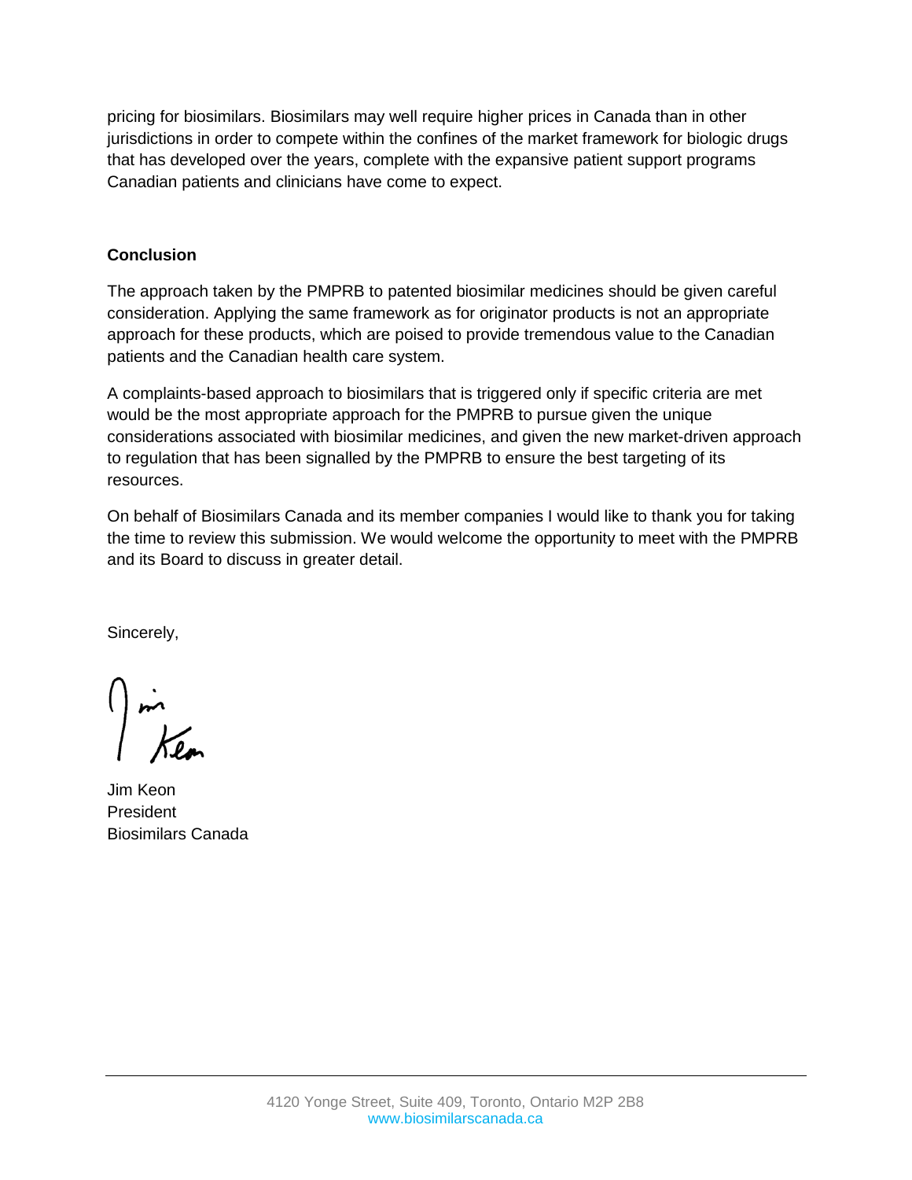pricing for biosimilars. Biosimilars may well require higher prices in Canada than in other jurisdictions in order to compete within the confines of the market framework for biologic drugs that has developed over the years, complete with the expansive patient support programs Canadian patients and clinicians have come to expect.

**Conclusion**

The approach taken by the PMPRB to patented biosimilar medicines should be given careful consideration. Applying the same framework as for originator products is not an appropriate approach for these products, which are poised to provide tremendous value to the Canadian patients and the Canadian health care system.

A complaints-based approach to biosimilars that is triggered only if specific criteria are met would be the most appropriate approach for the PMPRB to pursue given the unique considerations associated with biosimilar medicines, and given the new market-driven approach to regulation that has been signalled by the PMPRB to ensure the best targeting of its resources.

On behalf of Biosimilars Canada and its member companies I would like to thank you for taking the time to review this submission. We would welcome the opportunity to meet with the PMPRB and its Board to discuss in greater detail.

Sincerely,

Jim Keon
President
Biosimilars Canada

4120 Yonge Street, Suite 409, Toronto, Ontario M2P 2B8
www.biosimilarscanada.ca